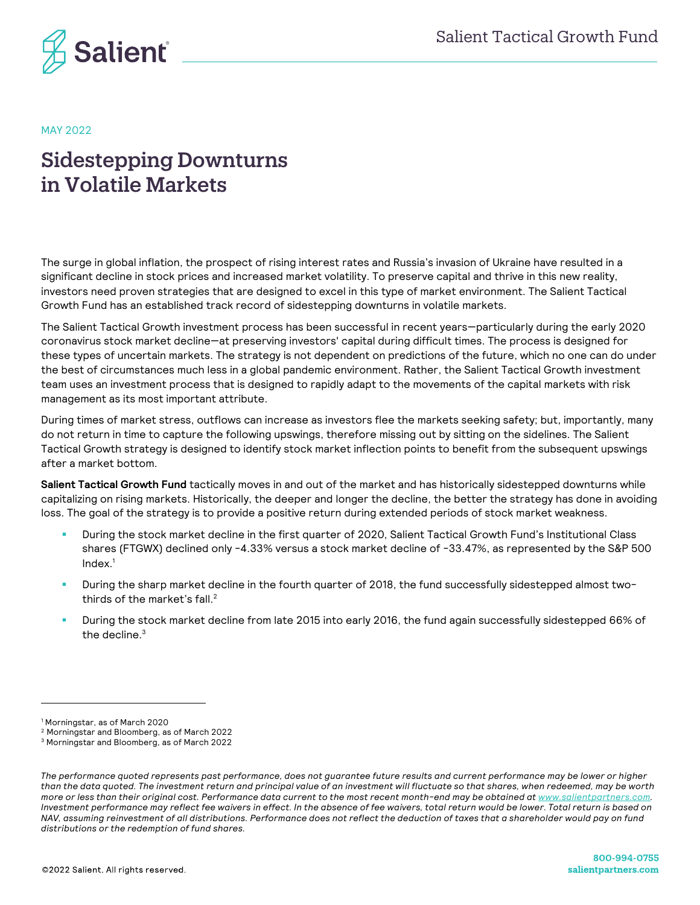MAY 2022

# Sidestepping Downturns in Volatile Markets

The surge in global inflation, the prospect of rising interest rates and Russia's invasion of Ukraine have resulted in a significant decline in stock prices and increased market volatility. To preserve capital and thrive in this new reality, investors need proven strategies that are designed to excel in this type of market environment. The Salient Tactical Growth Fund has an established track record of sidestepping downturns in volatile markets.

The Salient Tactical Growth investment process has been successful in recent years—particularly during the early 2020 coronavirus stock market decline—at preserving investors' capital during difficult times. The process is designed for these types of uncertain markets. The strategy is not dependent on predictions of the future, which no one can do under the best of circumstances much less in a global pandemic environment. Rather, the Salient Tactical Growth investment team uses an investment process that is designed to rapidly adapt to the movements of the capital markets with risk management as its most important attribute.

During times of market stress, outflows can increase as investors flee the markets seeking safety; but, importantly, many do not return in time to capture the following upswings, therefore missing out by sitting on the sidelines. The Salient Tactical Growth strategy is designed to identify stock market inflection points to benefit from the subsequent upswings after a market bottom.

**Salient Tactical Growth Fund** tactically moves in and out of the market and has historically sidestepped downturns while capitalizing on rising markets. Historically, the deeper and longer the decline, the better the strategy has done in avoiding loss. The goal of the strategy is to provide a positive return during extended periods of stock market weakness.

- During the stock market decline in the first quarter of 2020, Salient Tactical Growth Fund's Institutional Class shares (FTGWX) declined only -4.33% versus a stock market decline of -33.47%, as represented by the S&P 500 Index.[1]
- During the sharp market decline in the fourth quarter of 2018, the fund successfully sidestepped almost two-thirds of the market's fall.[2]
- During the stock market decline from late 2015 into early 2016, the fund again successfully sidestepped 66% of the decline.[3]

[1] Morningstar, as of March 2020
[2] Morningstar and Bloomberg, as of March 2022
[3] Morningstar and Bloomberg, as of March 2022

*The performance quoted represents past performance, does not guarantee future results and current performance may be lower or higher than the data quoted. The investment return and principal value of an investment will fluctuate so that shares, when redeemed, may be worth more or less than their original cost. Performance data current to the most recent month-end may be obtained at www.salientpartners.com. Investment performance may reflect fee waivers in effect. In the absence of fee waivers, total return would be lower. Total return is based on NAV, assuming reinvestment of all distributions. Performance does not reflect the deduction of taxes that a shareholder would pay on fund distributions or the redemption of fund shares.*

©2022 Salient. All rights reserved.

**800-994-0755**
**salientpartners.com**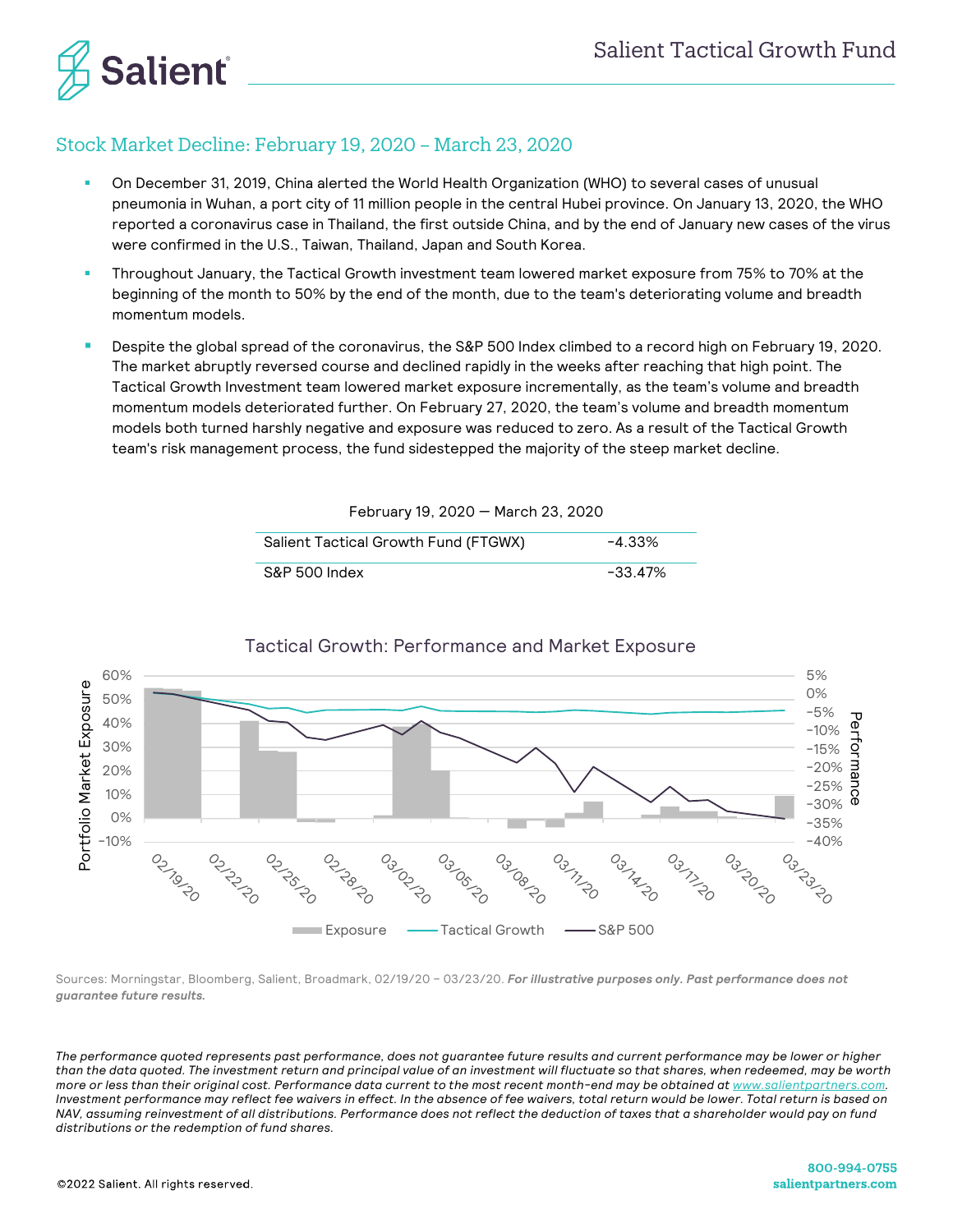## Stock Market Decline: February 19, 2020 – March 23, 2020

- On December 31, 2019, China alerted the World Health Organization (WHO) to several cases of unusual pneumonia in Wuhan, a port city of 11 million people in the central Hubei province. On January 13, 2020, the WHO reported a coronavirus case in Thailand, the first outside China, and by the end of January new cases of the virus were confirmed in the U.S., Taiwan, Thailand, Japan and South Korea.
- Throughout January, the Tactical Growth investment team lowered market exposure from 75% to 70% at the beginning of the month to 50% by the end of the month, due to the team's deteriorating volume and breadth momentum models.
- Despite the global spread of the coronavirus, the S&P 500 Index climbed to a record high on February 19, 2020. The market abruptly reversed course and declined rapidly in the weeks after reaching that high point. The Tactical Growth Investment team lowered market exposure incrementally, as the team's volume and breadth momentum models deteriorated further. On February 27, 2020, the team's volume and breadth momentum models both turned harshly negative and exposure was reduced to zero. As a result of the Tactical Growth team's risk management process, the fund sidestepped the majority of the steep market decline.

| February 19, 2020 — March 23, 2020 | |
|---|---|
| Salient Tactical Growth Fund (FTGWX) | -4.33% |
| S&P 500 Index | -33.47% |

Tactical Growth: Performance and Market Exposure

Sources: Morningstar, Bloomberg, Salient, Broadmark, 02/19/20 – 03/23/20. ***For illustrative purposes only. Past performance does not guarantee future results.***

*The performance quoted represents past performance, does not guarantee future results and current performance may be lower or higher than the data quoted. The investment return and principal value of an investment will fluctuate so that shares, when redeemed, may be worth more or less than their original cost. Performance data current to the most recent month-end may be obtained at www.salientpartners.com. Investment performance may reflect fee waivers in effect. In the absence of fee waivers, total return would be lower. Total return is based on NAV, assuming reinvestment of all distributions. Performance does not reflect the deduction of taxes that a shareholder would pay on fund distributions or the redemption of fund shares.*

©2022 Salient. All rights reserved.

800-994-0755
salientpartners.com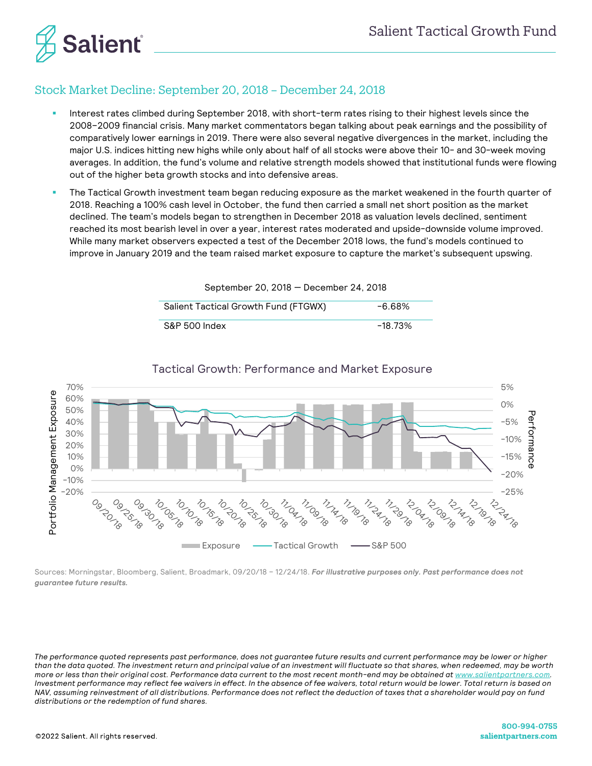## Stock Market Decline: September 20, 2018 – December 24, 2018

- Interest rates climbed during September 2018, with short-term rates rising to their highest levels since the 2008–2009 financial crisis. Many market commentators began talking about peak earnings and the possibility of comparatively lower earnings in 2019. There were also several negative divergences in the market, including the major U.S. indices hitting new highs while only about half of all stocks were above their 10- and 30-week moving averages. In addition, the fund's volume and relative strength models showed that institutional funds were flowing out of the higher beta growth stocks and into defensive areas.
- The Tactical Growth investment team began reducing exposure as the market weakened in the fourth quarter of 2018. Reaching a 100% cash level in October, the fund then carried a small net short position as the market declined. The team's models began to strengthen in December 2018 as valuation levels declined, sentiment reached its most bearish level in over a year, interest rates moderated and upside-downside volume improved. While many market observers expected a test of the December 2018 lows, the fund's models continued to improve in January 2019 and the team raised market exposure to capture the market's subsequent upswing.

| September 20, 2018 — December 24, 2018 | |
|---|---|
| Salient Tactical Growth Fund (FTGWX) | -6.68% |
| S&P 500 Index | -18.73% |

### Tactical Growth: Performance and Market Exposure

Sources: Morningstar, Bloomberg, Salient, Broadmark, 09/20/18 – 12/24/18. ***For illustrative purposes only. Past performance does not guarantee future results.***

*The performance quoted represents past performance, does not guarantee future results and current performance may be lower or higher than the data quoted. The investment return and principal value of an investment will fluctuate so that shares, when redeemed, may be worth more or less than their original cost. Performance data current to the most recent month-end may be obtained at www.salientpartners.com. Investment performance may reflect fee waivers in effect. In the absence of fee waivers, total return would be lower. Total return is based on NAV, assuming reinvestment of all distributions. Performance does not reflect the deduction of taxes that a shareholder would pay on fund distributions or the redemption of fund shares.*

©2022 Salient. All rights reserved.

800-994-0755
salientpartners.com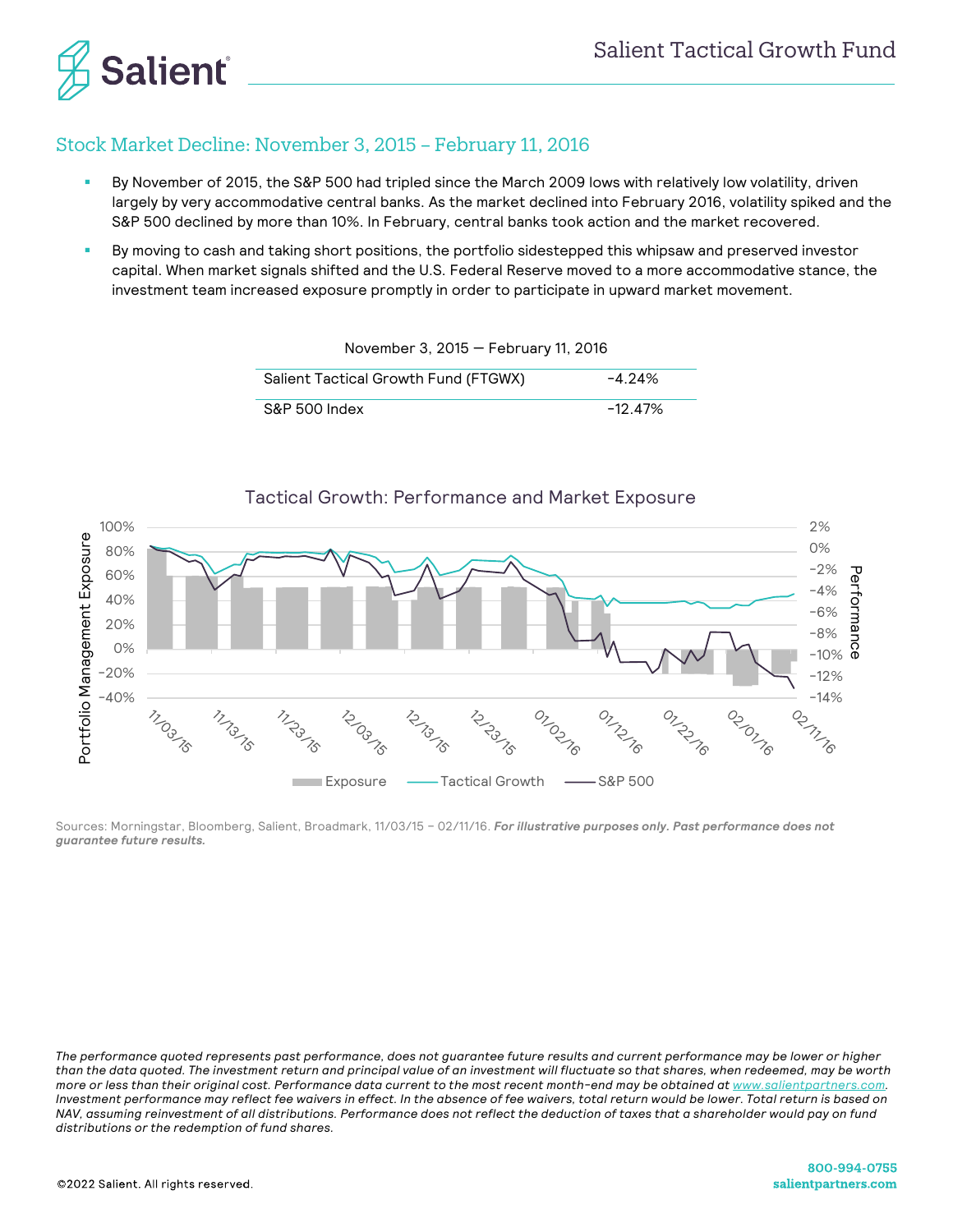## Stock Market Decline: November 3, 2015 – February 11, 2016

- By November of 2015, the S&P 500 had tripled since the March 2009 lows with relatively low volatility, driven largely by very accommodative central banks. As the market declined into February 2016, volatility spiked and the S&P 500 declined by more than 10%. In February, central banks took action and the market recovered.
- By moving to cash and taking short positions, the portfolio sidestepped this whipsaw and preserved investor capital. When market signals shifted and the U.S. Federal Reserve moved to a more accommodative stance, the investment team increased exposure promptly in order to participate in upward market movement.

| November 3, 2015 — February 11, 2016 | |
|---|---|
| Salient Tactical Growth Fund (FTGWX) | -4.24% |
| S&P 500 Index | -12.47% |

Tactical Growth: Performance and Market Exposure

Sources: Morningstar, Bloomberg, Salient, Broadmark, 11/03/15 – 02/11/16. ***For illustrative purposes only. Past performance does not guarantee future results.***

*The performance quoted represents past performance, does not guarantee future results and current performance may be lower or higher than the data quoted. The investment return and principal value of an investment will fluctuate so that shares, when redeemed, may be worth more or less than their original cost. Performance data current to the most recent month-end may be obtained at www.salientpartners.com. Investment performance may reflect fee waivers in effect. In the absence of fee waivers, total return would be lower. Total return is based on NAV, assuming reinvestment of all distributions. Performance does not reflect the deduction of taxes that a shareholder would pay on fund distributions or the redemption of fund shares.*

©2022 Salient. All rights reserved.

800-994-0755
salientpartners.com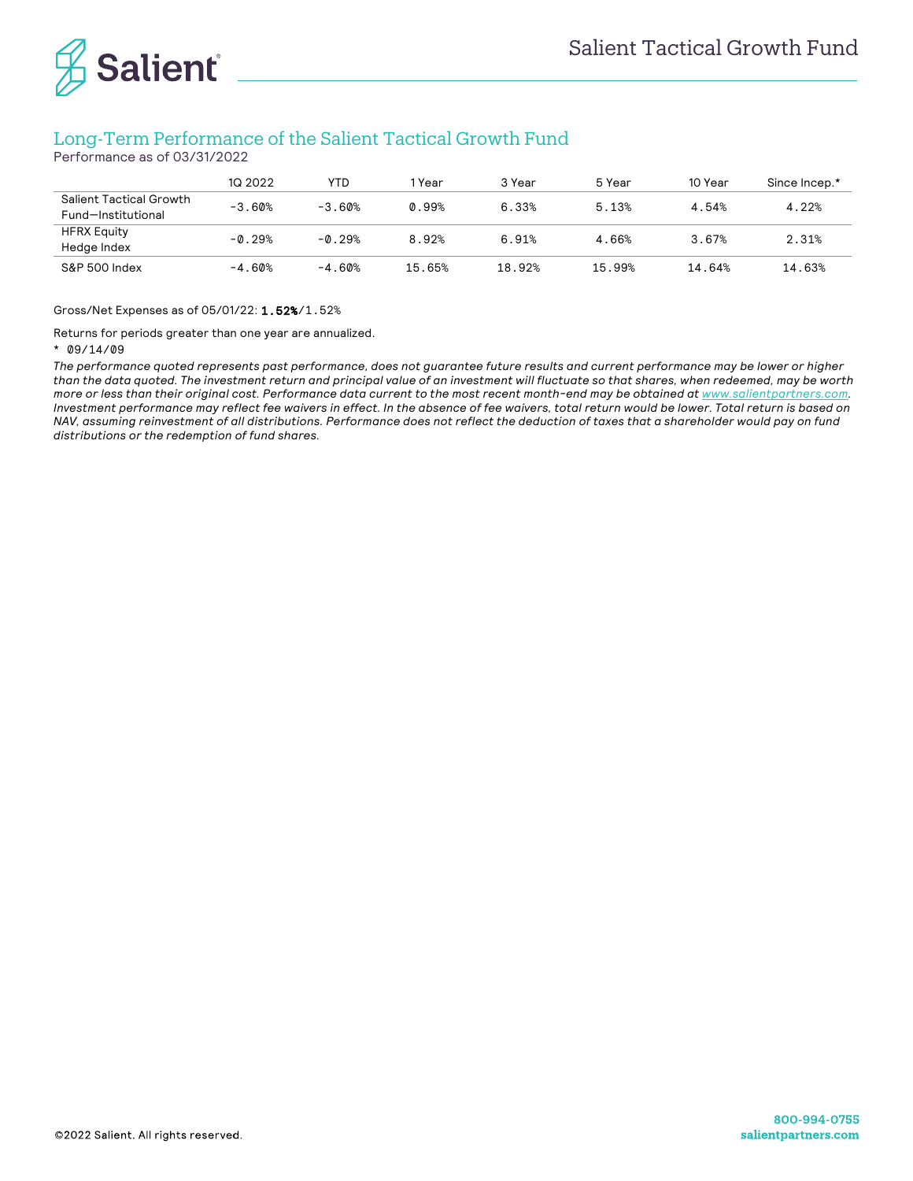## Long-Term Performance of the Salient Tactical Growth Fund

Performance as of 03/31/2022

| | 1Q 2022 | YTD | 1 Year | 3 Year | 5 Year | 10 Year | Since Incep.* |
|---|---|---|---|---|---|---|---|
| Salient Tactical Growth Fund—Institutional | -3.60% | -3.60% | 0.99% | 6.33% | 5.13% | 4.54% | 4.22% |
| HFRX Equity Hedge Index | -0.29% | -0.29% | 8.92% | 6.91% | 4.66% | 3.67% | 2.31% |
| S&P 500 Index | -4.60% | -4.60% | 15.65% | 18.92% | 15.99% | 14.64% | 14.63% |

Gross/Net Expenses as of 05/01/22: **1.52%**/1.52%

Returns for periods greater than one year are annualized.

\* 09/14/09

*The performance quoted represents past performance, does not guarantee future results and current performance may be lower or higher than the data quoted. The investment return and principal value of an investment will fluctuate so that shares, when redeemed, may be worth more or less than their original cost. Performance data current to the most recent month-end may be obtained at www.salientpartners.com. Investment performance may reflect fee waivers in effect. In the absence of fee waivers, total return would be lower. Total return is based on NAV, assuming reinvestment of all distributions. Performance does not reflect the deduction of taxes that a shareholder would pay on fund distributions or the redemption of fund shares.*

©2022 Salient. All rights reserved.

800-994-0755
salientpartners.com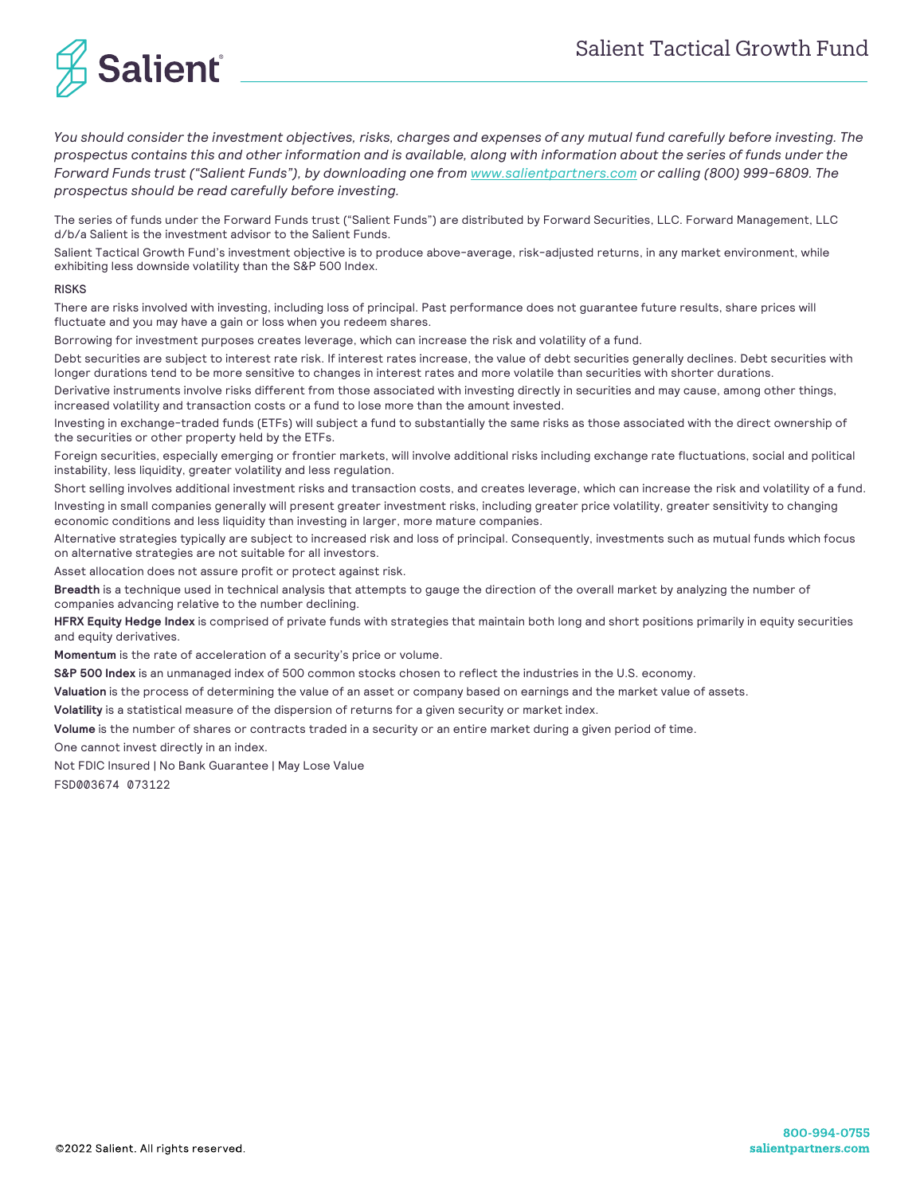*You should consider the investment objectives, risks, charges and expenses of any mutual fund carefully before investing. The prospectus contains this and other information and is available, along with information about the series of funds under the Forward Funds trust ("Salient Funds"), by downloading one from [www.salientpartners.com](www.salientpartners.com) or calling (800) 999-6809. The prospectus should be read carefully before investing.*

The series of funds under the Forward Funds trust ("Salient Funds") are distributed by Forward Securities, LLC. Forward Management, LLC d/b/a Salient is the investment advisor to the Salient Funds.

Salient Tactical Growth Fund's investment objective is to produce above-average, risk-adjusted returns, in any market environment, while exhibiting less downside volatility than the S&P 500 Index.

RISKS

There are risks involved with investing, including loss of principal. Past performance does not guarantee future results, share prices will fluctuate and you may have a gain or loss when you redeem shares.

Borrowing for investment purposes creates leverage, which can increase the risk and volatility of a fund.

Debt securities are subject to interest rate risk. If interest rates increase, the value of debt securities generally declines. Debt securities with longer durations tend to be more sensitive to changes in interest rates and more volatile than securities with shorter durations.

Derivative instruments involve risks different from those associated with investing directly in securities and may cause, among other things, increased volatility and transaction costs or a fund to lose more than the amount invested.

Investing in exchange-traded funds (ETFs) will subject a fund to substantially the same risks as those associated with the direct ownership of the securities or other property held by the ETFs.

Foreign securities, especially emerging or frontier markets, will involve additional risks including exchange rate fluctuations, social and political instability, less liquidity, greater volatility and less regulation.

Short selling involves additional investment risks and transaction costs, and creates leverage, which can increase the risk and volatility of a fund.

Investing in small companies generally will present greater investment risks, including greater price volatility, greater sensitivity to changing economic conditions and less liquidity than investing in larger, more mature companies.

Alternative strategies typically are subject to increased risk and loss of principal. Consequently, investments such as mutual funds which focus on alternative strategies are not suitable for all investors.

Asset allocation does not assure profit or protect against risk.

**Breadth** is a technique used in technical analysis that attempts to gauge the direction of the overall market by analyzing the number of companies advancing relative to the number declining.

**HFRX Equity Hedge Index** is comprised of private funds with strategies that maintain both long and short positions primarily in equity securities and equity derivatives.

**Momentum** is the rate of acceleration of a security's price or volume.

**S&P 500 Index** is an unmanaged index of 500 common stocks chosen to reflect the industries in the U.S. economy.

**Valuation** is the process of determining the value of an asset or company based on earnings and the market value of assets.

**Volatility** is a statistical measure of the dispersion of returns for a given security or market index.

**Volume** is the number of shares or contracts traded in a security or an entire market during a given period of time.

One cannot invest directly in an index.

Not FDIC Insured | No Bank Guarantee | May Lose Value

FSD003674 073122

©2022 Salient. All rights reserved.

**800-994-0755**
**salientpartners.com**